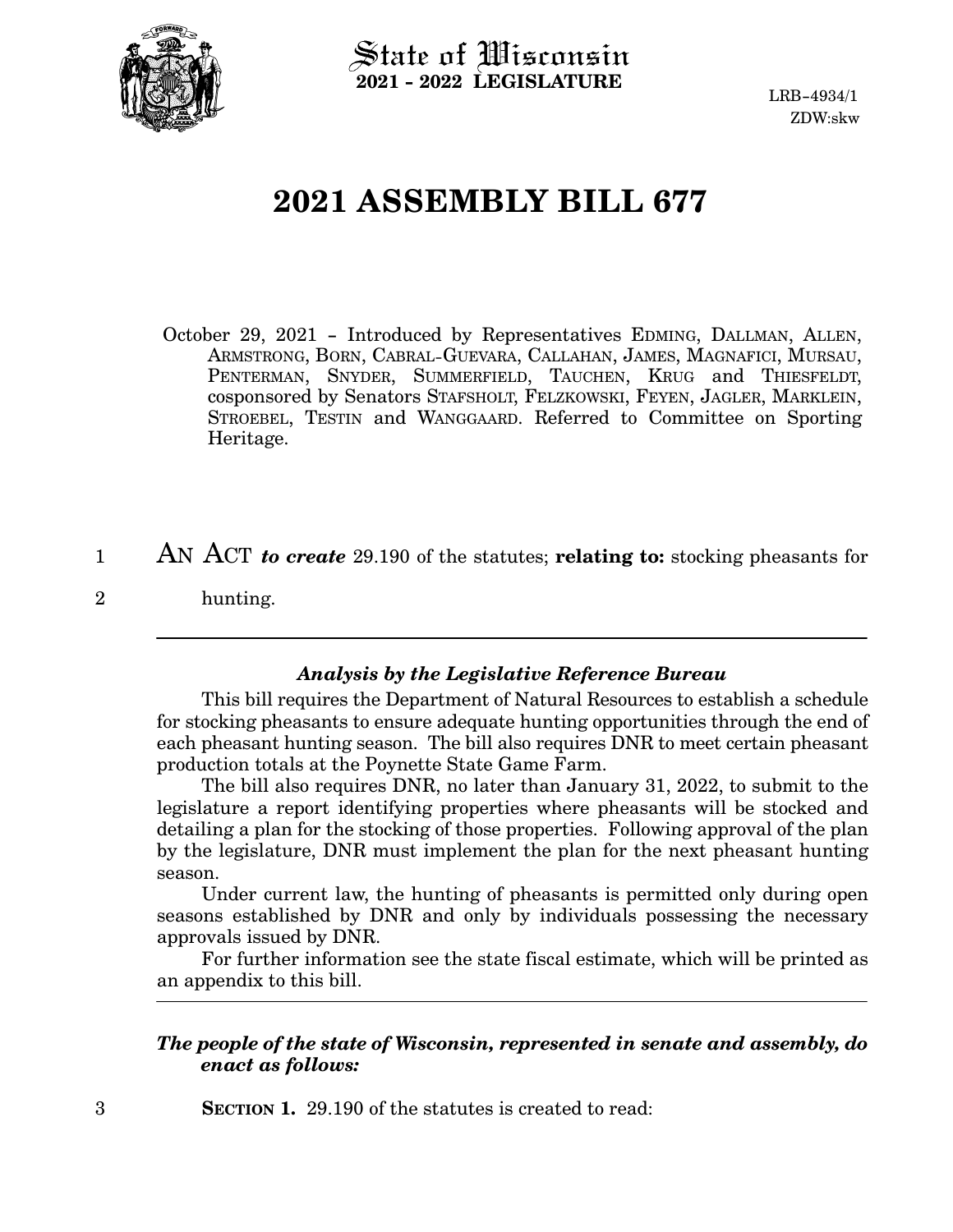State of Wisconsin
**2021 - 2022 LEGISLATURE**

LRB-4934/1
ZDW:skw

# 2021 ASSEMBLY BILL 677

October 29, 2021 - Introduced by Representatives EDMING, DALLMAN, ALLEN, ARMSTRONG, BORN, CABRAL-GUEVARA, CALLAHAN, JAMES, MAGNAFICI, MURSAU, PENTERMAN, SNYDER, SUMMERFIELD, TAUCHEN, KRUG and THIESFELDT, cosponsored by Senators STAFSHOLT, FELZKOWSKI, FEYEN, JAGLER, MARKLEIN, STROEBEL, TESTIN and WANGGAARD. Referred to Committee on Sporting Heritage.

1 AN ACT ***to create*** 29.190 of the statutes; **relating to:** stocking pheasants for
2 hunting.

---

### *Analysis by the Legislative Reference Bureau*

This bill requires the Department of Natural Resources to establish a schedule for stocking pheasants to ensure adequate hunting opportunities through the end of each pheasant hunting season. The bill also requires DNR to meet certain pheasant production totals at the Poynette State Game Farm.

The bill also requires DNR, no later than January 31, 2022, to submit to the legislature a report identifying properties where pheasants will be stocked and detailing a plan for the stocking of those properties. Following approval of the plan by the legislature, DNR must implement the plan for the next pheasant hunting season.

Under current law, the hunting of pheasants is permitted only during open seasons established by DNR and only by individuals possessing the necessary approvals issued by DNR.

For further information see the state fiscal estimate, which will be printed as an appendix to this bill.

---

***The people of the state of Wisconsin, represented in senate and assembly, do enact as follows:***

3 **SECTION 1.** 29.190 of the statutes is created to read: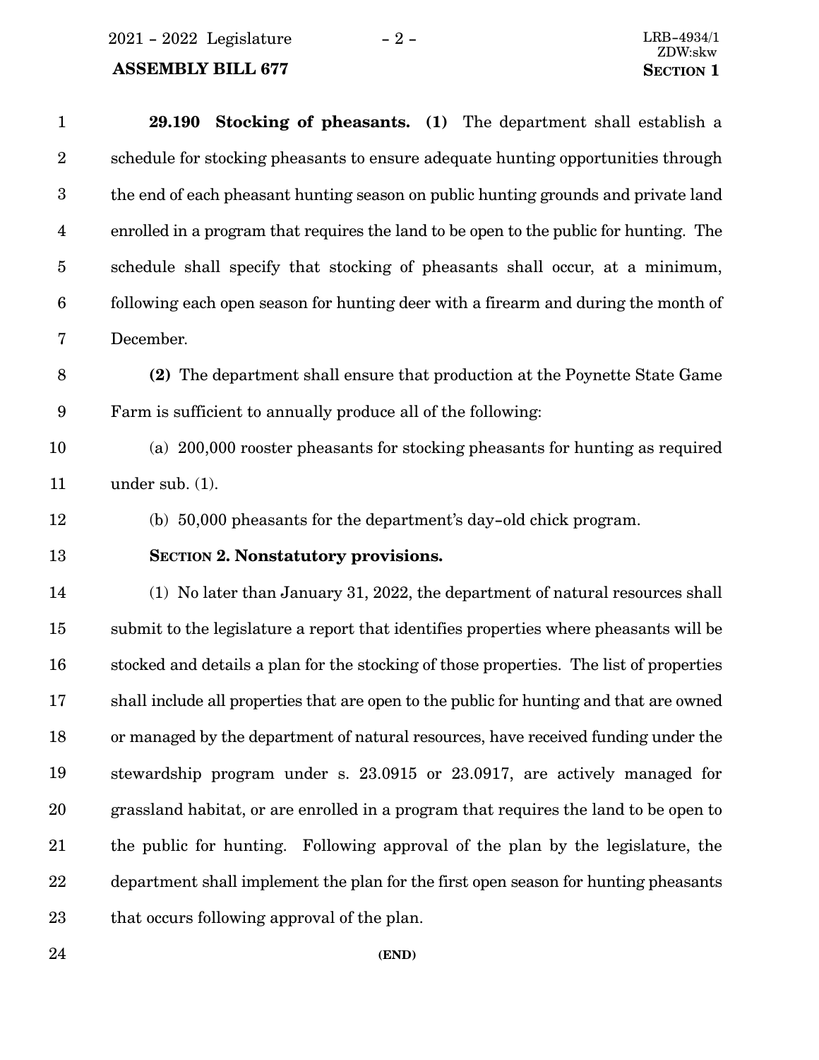**29.190 Stocking of pheasants. (1)** The department shall establish a schedule for stocking pheasants to ensure adequate hunting opportunities through the end of each pheasant hunting season on public hunting grounds and private land enrolled in a program that requires the land to be open to the public for hunting. The schedule shall specify that stocking of pheasants shall occur, at a minimum, following each open season for hunting deer with a firearm and during the month of December.

**(2)** The department shall ensure that production at the Poynette State Game Farm is sufficient to annually produce all of the following:

(a) 200,000 rooster pheasants for stocking pheasants for hunting as required under sub. (1).

(b) 50,000 pheasants for the department's day-old chick program.

**SECTION 2. Nonstatutory provisions.**

(1) No later than January 31, 2022, the department of natural resources shall submit to the legislature a report that identifies properties where pheasants will be stocked and details a plan for the stocking of those properties. The list of properties shall include all properties that are open to the public for hunting and that are owned or managed by the department of natural resources, have received funding under the stewardship program under s. 23.0915 or 23.0917, are actively managed for grassland habitat, or are enrolled in a program that requires the land to be open to the public for hunting. Following approval of the plan by the legislature, the department shall implement the plan for the first open season for hunting pheasants that occurs following approval of the plan.

(END)